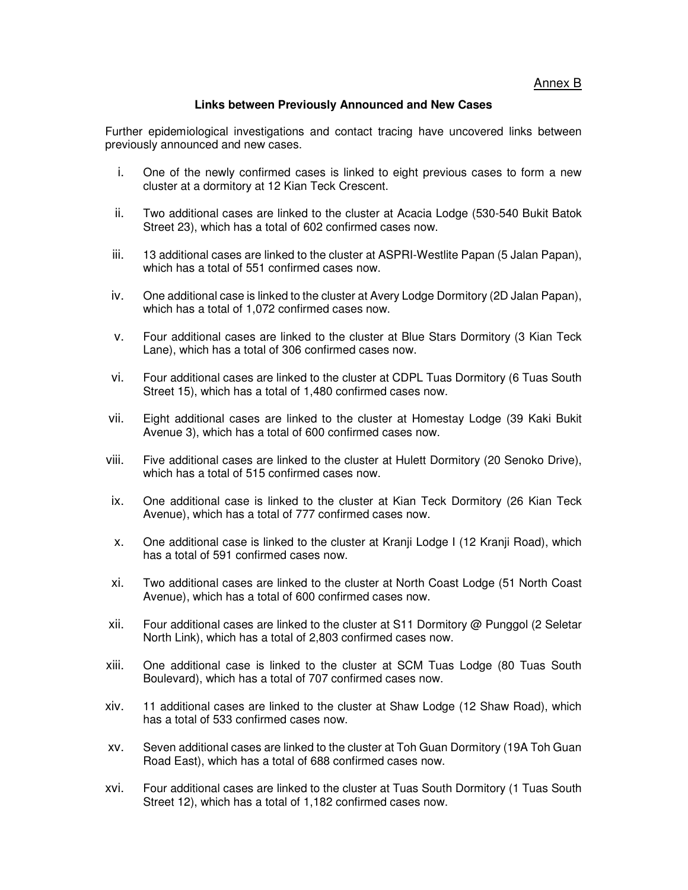<u>Annex B</u>

**Links between Previously Announced and New Cases**

Further epidemiological investigations and contact tracing have uncovered links between previously announced and new cases.

i. One of the newly confirmed cases is linked to eight previous cases to form a new cluster at a dormitory at 12 Kian Teck Crescent.

ii. Two additional cases are linked to the cluster at Acacia Lodge (530-540 Bukit Batok Street 23), which has a total of 602 confirmed cases now.

iii. 13 additional cases are linked to the cluster at ASPRI-Westlite Papan (5 Jalan Papan), which has a total of 551 confirmed cases now.

iv. One additional case is linked to the cluster at Avery Lodge Dormitory (2D Jalan Papan), which has a total of 1,072 confirmed cases now.

v. Four additional cases are linked to the cluster at Blue Stars Dormitory (3 Kian Teck Lane), which has a total of 306 confirmed cases now.

vi. Four additional cases are linked to the cluster at CDPL Tuas Dormitory (6 Tuas South Street 15), which has a total of 1,480 confirmed cases now.

vii. Eight additional cases are linked to the cluster at Homestay Lodge (39 Kaki Bukit Avenue 3), which has a total of 600 confirmed cases now.

viii. Five additional cases are linked to the cluster at Hulett Dormitory (20 Senoko Drive), which has a total of 515 confirmed cases now.

ix. One additional case is linked to the cluster at Kian Teck Dormitory (26 Kian Teck Avenue), which has a total of 777 confirmed cases now.

x. One additional case is linked to the cluster at Kranji Lodge I (12 Kranji Road), which has a total of 591 confirmed cases now.

xi. Two additional cases are linked to the cluster at North Coast Lodge (51 North Coast Avenue), which has a total of 600 confirmed cases now.

xii. Four additional cases are linked to the cluster at S11 Dormitory @ Punggol (2 Seletar North Link), which has a total of 2,803 confirmed cases now.

xiii. One additional case is linked to the cluster at SCM Tuas Lodge (80 Tuas South Boulevard), which has a total of 707 confirmed cases now.

xiv. 11 additional cases are linked to the cluster at Shaw Lodge (12 Shaw Road), which has a total of 533 confirmed cases now.

xv. Seven additional cases are linked to the cluster at Toh Guan Dormitory (19A Toh Guan Road East), which has a total of 688 confirmed cases now.

xvi. Four additional cases are linked to the cluster at Tuas South Dormitory (1 Tuas South Street 12), which has a total of 1,182 confirmed cases now.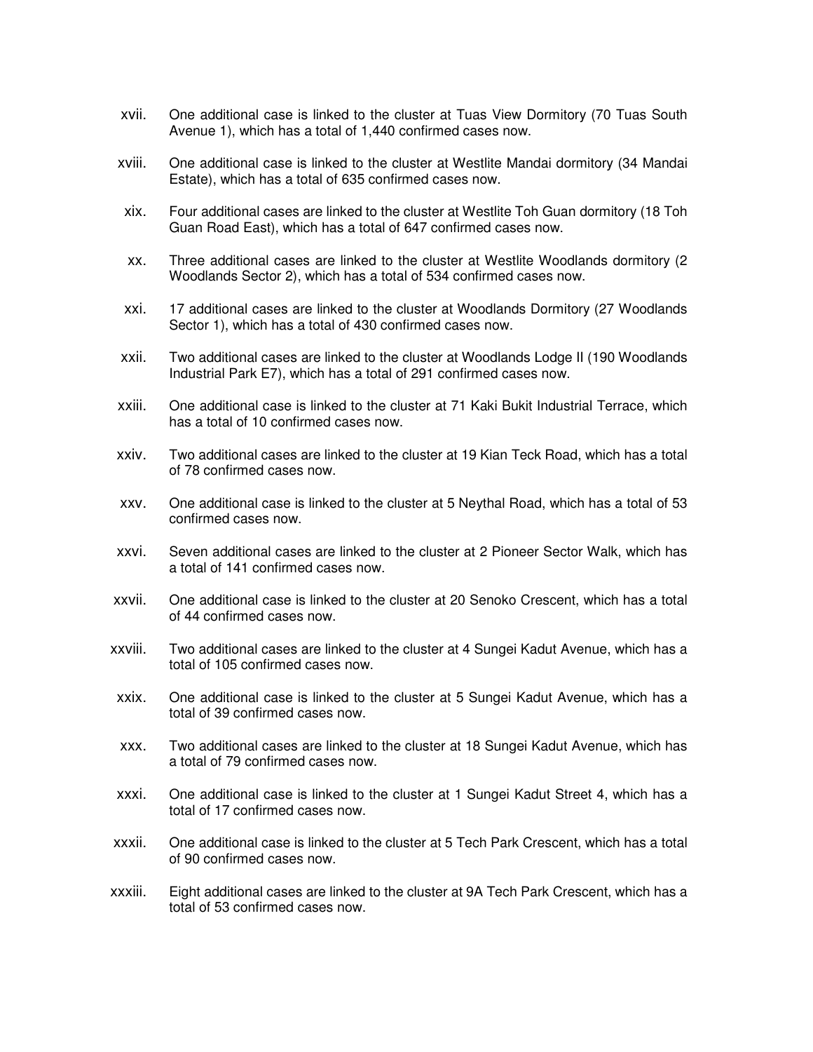xvii. One additional case is linked to the cluster at Tuas View Dormitory (70 Tuas South Avenue 1), which has a total of 1,440 confirmed cases now.

xviii. One additional case is linked to the cluster at Westlite Mandai dormitory (34 Mandai Estate), which has a total of 635 confirmed cases now.

xix. Four additional cases are linked to the cluster at Westlite Toh Guan dormitory (18 Toh Guan Road East), which has a total of 647 confirmed cases now.

xx. Three additional cases are linked to the cluster at Westlite Woodlands dormitory (2 Woodlands Sector 2), which has a total of 534 confirmed cases now.

xxi. 17 additional cases are linked to the cluster at Woodlands Dormitory (27 Woodlands Sector 1), which has a total of 430 confirmed cases now.

xxii. Two additional cases are linked to the cluster at Woodlands Lodge II (190 Woodlands Industrial Park E7), which has a total of 291 confirmed cases now.

xxiii. One additional case is linked to the cluster at 71 Kaki Bukit Industrial Terrace, which has a total of 10 confirmed cases now.

xxiv. Two additional cases are linked to the cluster at 19 Kian Teck Road, which has a total of 78 confirmed cases now.

xxv. One additional case is linked to the cluster at 5 Neythal Road, which has a total of 53 confirmed cases now.

xxvi. Seven additional cases are linked to the cluster at 2 Pioneer Sector Walk, which has a total of 141 confirmed cases now.

xxvii. One additional case is linked to the cluster at 20 Senoko Crescent, which has a total of 44 confirmed cases now.

xxviii. Two additional cases are linked to the cluster at 4 Sungei Kadut Avenue, which has a total of 105 confirmed cases now.

xxix. One additional case is linked to the cluster at 5 Sungei Kadut Avenue, which has a total of 39 confirmed cases now.

xxx. Two additional cases are linked to the cluster at 18 Sungei Kadut Avenue, which has a total of 79 confirmed cases now.

xxxi. One additional case is linked to the cluster at 1 Sungei Kadut Street 4, which has a total of 17 confirmed cases now.

xxxii. One additional case is linked to the cluster at 5 Tech Park Crescent, which has a total of 90 confirmed cases now.

xxxiii. Eight additional cases are linked to the cluster at 9A Tech Park Crescent, which has a total of 53 confirmed cases now.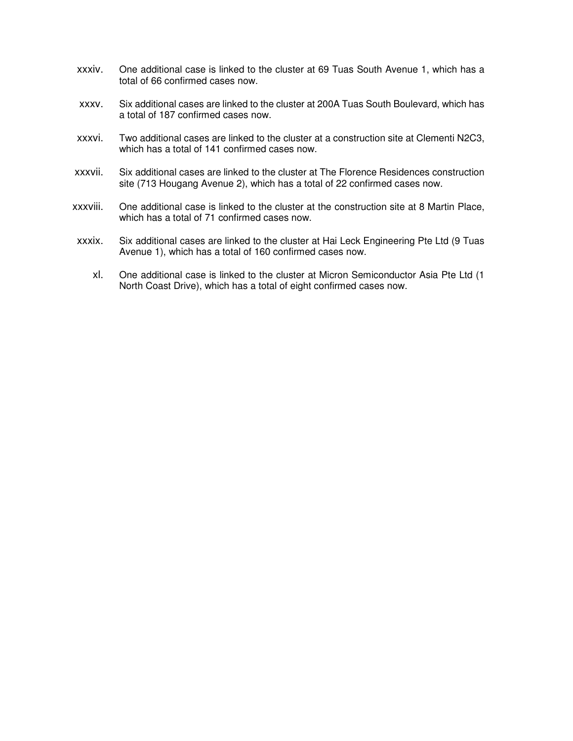xxxiv. One additional case is linked to the cluster at 69 Tuas South Avenue 1, which has a total of 66 confirmed cases now.

xxxv. Six additional cases are linked to the cluster at 200A Tuas South Boulevard, which has a total of 187 confirmed cases now.

xxxvi. Two additional cases are linked to the cluster at a construction site at Clementi N2C3, which has a total of 141 confirmed cases now.

xxxvii. Six additional cases are linked to the cluster at The Florence Residences construction site (713 Hougang Avenue 2), which has a total of 22 confirmed cases now.

xxxviii. One additional case is linked to the cluster at the construction site at 8 Martin Place, which has a total of 71 confirmed cases now.

xxxix. Six additional cases are linked to the cluster at Hai Leck Engineering Pte Ltd (9 Tuas Avenue 1), which has a total of 160 confirmed cases now.

xl. One additional case is linked to the cluster at Micron Semiconductor Asia Pte Ltd (1 North Coast Drive), which has a total of eight confirmed cases now.